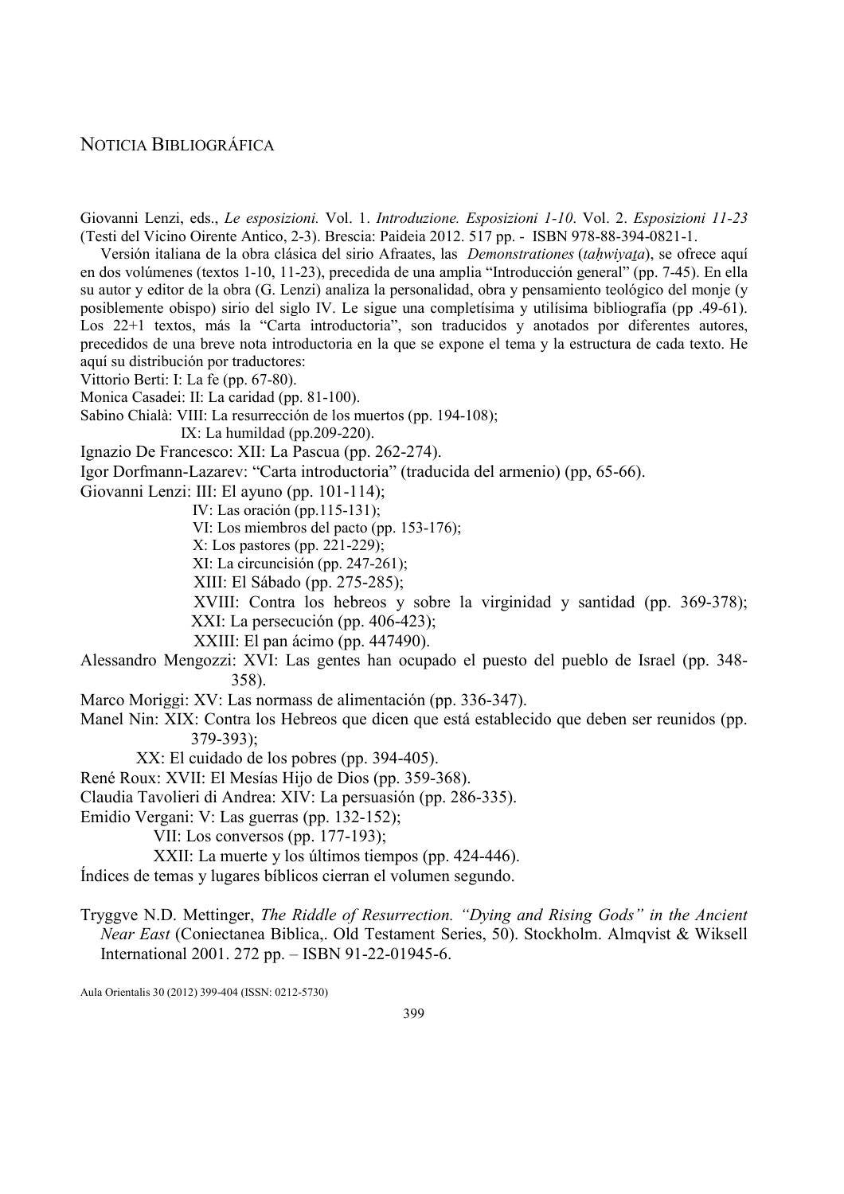# Noticia Bibliográfica

Giovanni Lenzi, eds., *Le esposizioni.* Vol. 1. *Introduzione. Esposizioni 1-10*. Vol. 2. *Esposizioni 11-23* (Testi del Vicino Oirente Antico, 2-3). Brescia: Paideia 2012. 517 pp. - ISBN 978-88-394-0821-1.

Versión italiana de la obra clásica del sirio Afraates, las *Demonstrationes* (*taḥwiyaṯa*), se ofrece aquí en dos volúmenes (textos 1-10, 11-23), precedida de una amplia "Introducción general" (pp. 7-45). En ella su autor y editor de la obra (G. Lenzi) analiza la personalidad, obra y pensamiento teológico del monje (y posiblemente obispo) sirio del siglo IV. Le sigue una completísima y utilísima bibliografía (pp .49-61). Los 22+1 textos, más la "Carta introductoria", son traducidos y anotados por diferentes autores, precedidos de una breve nota introductoria en la que se expone el tema y la estructura de cada texto. He aquí su distribución por traductores:

Vittorio Berti: I: La fe (pp. 67-80).
Monica Casadei: II: La caridad (pp. 81-100).
Sabino Chialà: VIII: La resurrección de los muertos (pp. 194-108);
IX: La humildad (pp.209-220).
Ignazio De Francesco: XII: La Pascua (pp. 262-274).
Igor Dorfmann-Lazarev: "Carta introductoria" (traducida del armenio) (pp, 65-66).
Giovanni Lenzi: III: El ayuno (pp. 101-114);
IV: Las oración (pp.115-131);
VI: Los miembros del pacto (pp. 153-176);
X: Los pastores (pp. 221-229);
XI: La circuncisión (pp. 247-261);
XIII: El Sábado (pp. 275-285);
XVIII: Contra los hebreos y sobre la virginidad y santidad (pp. 369-378);
XXI: La persecución (pp. 406-423);
XXIII: El pan ácimo (pp. 447490).
Alessandro Mengozzi: XVI: Las gentes han ocupado el puesto del pueblo de Israel (pp. 348-358).
Marco Moriggi: XV: Las normass de alimentación (pp. 336-347).
Manel Nin: XIX: Contra los Hebreos que dicen que está establecido que deben ser reunidos (pp. 379-393);
XX: El cuidado de los pobres (pp. 394-405).
René Roux: XVII: El Mesías Hijo de Dios (pp. 359-368).
Claudia Tavolieri di Andrea: XIV: La persuasión (pp. 286-335).
Emidio Vergani: V: Las guerras (pp. 132-152);
VII: Los conversos (pp. 177-193);
XXII: La muerte y los últimos tiempos (pp. 424-446).
Índices de temas y lugares bíblicos cierran el volumen segundo.

Tryggve N.D. Mettinger, *The Riddle of Resurrection. "Dying and Rising Gods" in the Ancient Near East* (Coniectanea Biblica,. Old Testament Series, 50). Stockholm. Almqvist & Wiksell International 2001. 272 pp. – ISBN 91-22-01945-6.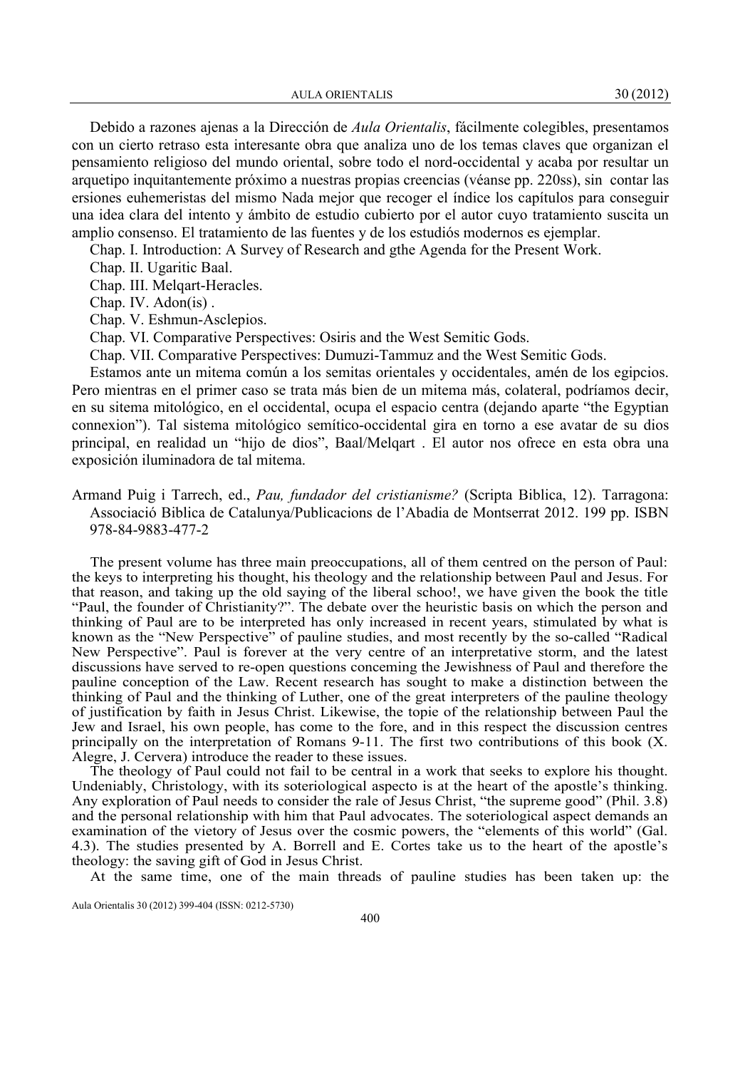Debido a razones ajenas a la Dirección de *Aula Orientalis*, fácilmente colegibles, presentamos con un cierto retraso esta interesante obra que analiza uno de los temas claves que organizan el pensamiento religioso del mundo oriental, sobre todo el nord-occidental y acaba por resultar un arquetipo inquitantemente próximo a nuestras propias creencias (véanse pp. 220ss), sin contar las ersiones euhemeristas del mismo Nada mejor que recoger el índice los capítulos para conseguir una idea clara del intento y ámbito de estudio cubierto por el autor cuyo tratamiento suscita un amplio consenso. El tratamiento de las fuentes y de los estudiós modernos es ejemplar.

Chap. I. Introduction: A Survey of Research and gthe Agenda for the Present Work.

Chap. II. Ugaritic Baal.

Chap. III. Melqart-Heracles.

Chap. IV. Adon(is) .

Chap. V. Eshmun-Asclepios.

Chap. VI. Comparative Perspectives: Osiris and the West Semitic Gods.

Chap. VII. Comparative Perspectives: Dumuzi-Tammuz and the West Semitic Gods.

Estamos ante un mitema común a los semitas orientales y occidentales, amén de los egipcios. Pero mientras en el primer caso se trata más bien de un mitema más, colateral, podríamos decir, en su sitema mitológico, en el occidental, ocupa el espacio centra (dejando aparte "the Egyptian connexion"). Tal sistema mitológico semítico-occidental gira en torno a ese avatar de su dios principal, en realidad un "hijo de dios", Baal/Melqart . El autor nos ofrece en esta obra una exposición iluminadora de tal mitema.

Armand Puig i Tarrech, ed., *Pau, fundador del cristianisme?* (Scripta Biblica, 12). Tarragona: Associació Biblica de Catalunya/Publicacions de l'Abadia de Montserrat 2012. 199 pp. ISBN 978-84-9883-477-2

The present volume has three main preoccupations, all of them centred on the person of Paul: the keys to interpreting his thought, his theology and the relationship between Paul and Jesus. For that reason, and taking up the old saying of the liberal schoo!, we have given the book the title "Paul, the founder of Christianity?". The debate over the heuristic basis on which the person and thinking of Paul are to be interpreted has only increased in recent years, stimulated by what is known as the "New Perspective" of pauline studies, and most recently by the so-called "Radical New Perspective". Paul is forever at the very centre of an interpretative storm, and the latest discussions have served to re-open questions conceming the Jewishness of Paul and therefore the pauline conception of the Law. Recent research has sought to make a distinction between the thinking of Paul and the thinking of Luther, one of the great interpreters of the pauline theology of justification by faith in Jesus Christ. Likewise, the topie of the relationship between Paul the Jew and Israel, his own people, has come to the fore, and in this respect the discussion centres principally on the interpretation of Romans 9-11. The first two contributions of this book (X. Alegre, J. Cervera) introduce the reader to these issues.

The theology of Paul could not fail to be central in a work that seeks to explore his thought. Undeniably, Christology, with its soteriological aspecto is at the heart of the apostle's thinking. Any exploration of Paul needs to consider the rale of Jesus Christ, "the supreme good" (Phil. 3.8) and the personal relationship with him that Paul advocates. The soteriological aspect demands an examination of the vietory of Jesus over the cosmic powers, the "elements of this world" (Gal. 4.3). The studies presented by A. Borrell and E. Cortes take us to the heart of the apostle's theology: the saving gift of God in Jesus Christ.

At the same time, one of the main threads of pauline studies has been taken up: the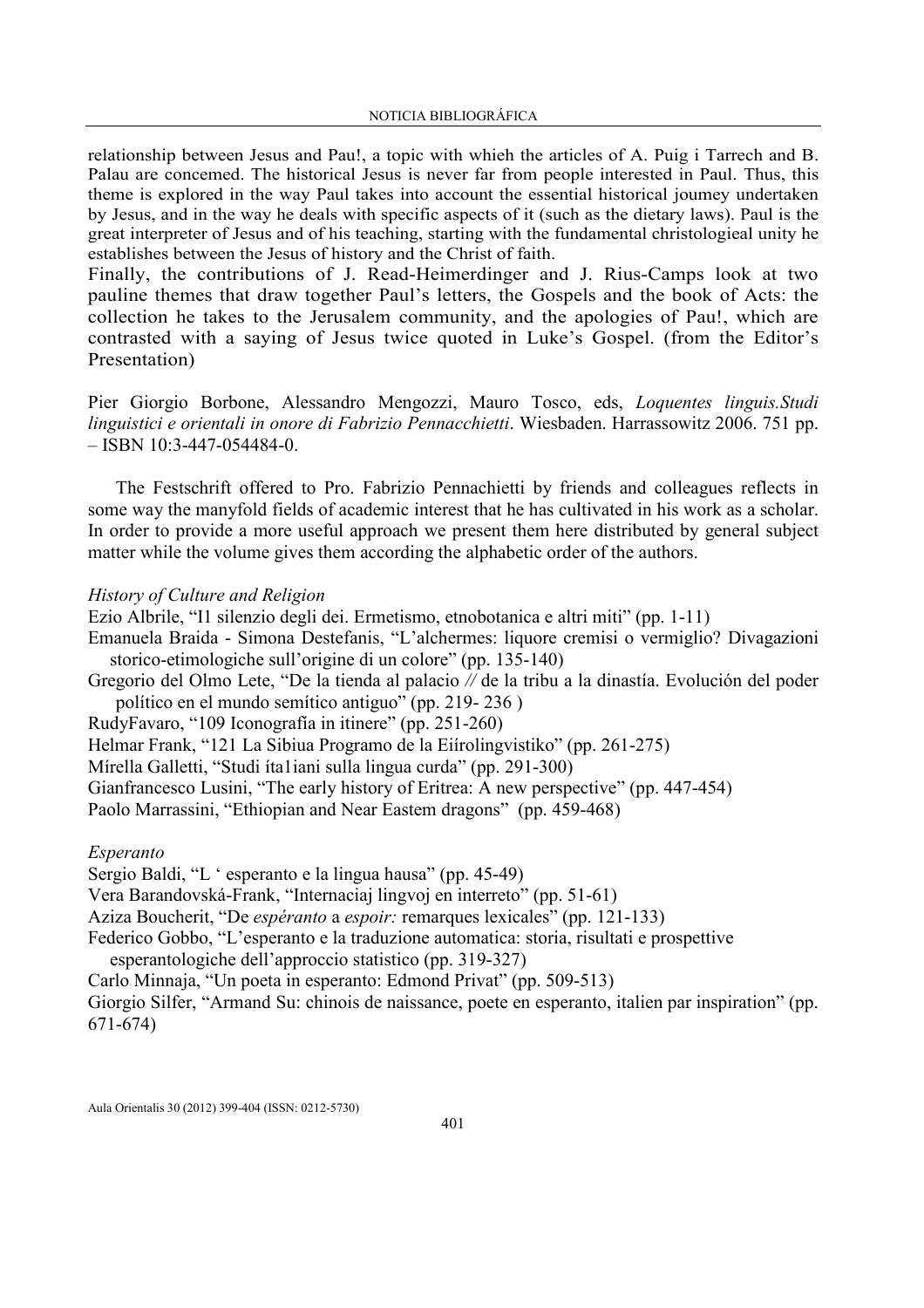relationship between Jesus and Pau!, a topic with whieh the articles of A. Puig i Tarrech and B. Palau are concemed. The historical Jesus is never far from people interested in Paul. Thus, this theme is explored in the way Paul takes into account the essential historical joumey undertaken by Jesus, and in the way he deals with specific aspects of it (such as the dietary laws). Paul is the great interpreter of Jesus and of his teaching, starting with the fundamental christologieal unity he establishes between the Jesus of history and the Christ of faith.

Finally, the contributions of J. Read-Heimerdinger and J. Rius-Camps look at two pauline themes that draw together Paul's letters, the Gospels and the book of Acts: the collection he takes to the Jerusalem community, and the apologies of Pau!, which are contrasted with a saying of Jesus twice quoted in Luke's Gospel. (from the Editor's Presentation)

Pier Giorgio Borbone, Alessandro Mengozzi, Mauro Tosco, eds, *Loquentes linguis.Studi linguistici e orientali in onore di Fabrizio Pennacchietti*. Wiesbaden. Harrassowitz 2006. 751 pp. – ISBN 10:3-447-054484-0.

The Festschrift offered to Pro. Fabrizio Pennachietti by friends and colleagues reflects in some way the manyfold fields of academic interest that he has cultivated in his work as a scholar. In order to provide a more useful approach we present them here distributed by general subject matter while the volume gives them according the alphabetic order of the authors.

*History of Culture and Religion*

Ezio Albrile, "I1 silenzio degli dei. Ermetismo, etnobotanica e altri miti" (pp. 1-11)
Emanuela Braida - Simona Destefanis, "L'alchermes: liquore cremisi o vermiglio? Divagazioni storico-etimologiche sull'origine di un colore" (pp. 135-140)
Gregorio del Olmo Lete, "De la tienda al palacio // de la tribu a la dinastía. Evolución del poder político en el mundo semítico antiguo" (pp. 219- 236 )
RudyFavaro, "109 Iconografía in itinere" (pp. 251-260)
Helmar Frank, "121 La Sibiua Programo de la Eiírolingvistiko" (pp. 261-275)
Mírella Galletti, "Studi íta1iani sulla lingua curda" (pp. 291-300)
Gianfrancesco Lusini, "The early history of Eritrea: A new perspective" (pp. 447-454)
Paolo Marrassini, "Ethiopian and Near Eastem dragons" (pp. 459-468)

*Esperanto*

Sergio Baldi, "L ' esperanto e la lingua hausa" (pp. 45-49)
Vera Barandovská-Frank, "Internaciaj lingvoj en interreto" (pp. 51-61)
Aziza Boucherit, "De *espéranto* a *espoir:* remarques lexicales" (pp. 121-133)
Federico Gobbo, "L'esperanto e la traduzione automatica: storia, risultati e prospettive esperantologiche dell'approccio statistico (pp. 319-327)
Carlo Minnaja, "Un poeta in esperanto: Edmond Privat" (pp. 509-513)
Giorgio Silfer, "Armand Su: chinois de naissance, poete en esperanto, italien par inspiration" (pp. 671-674)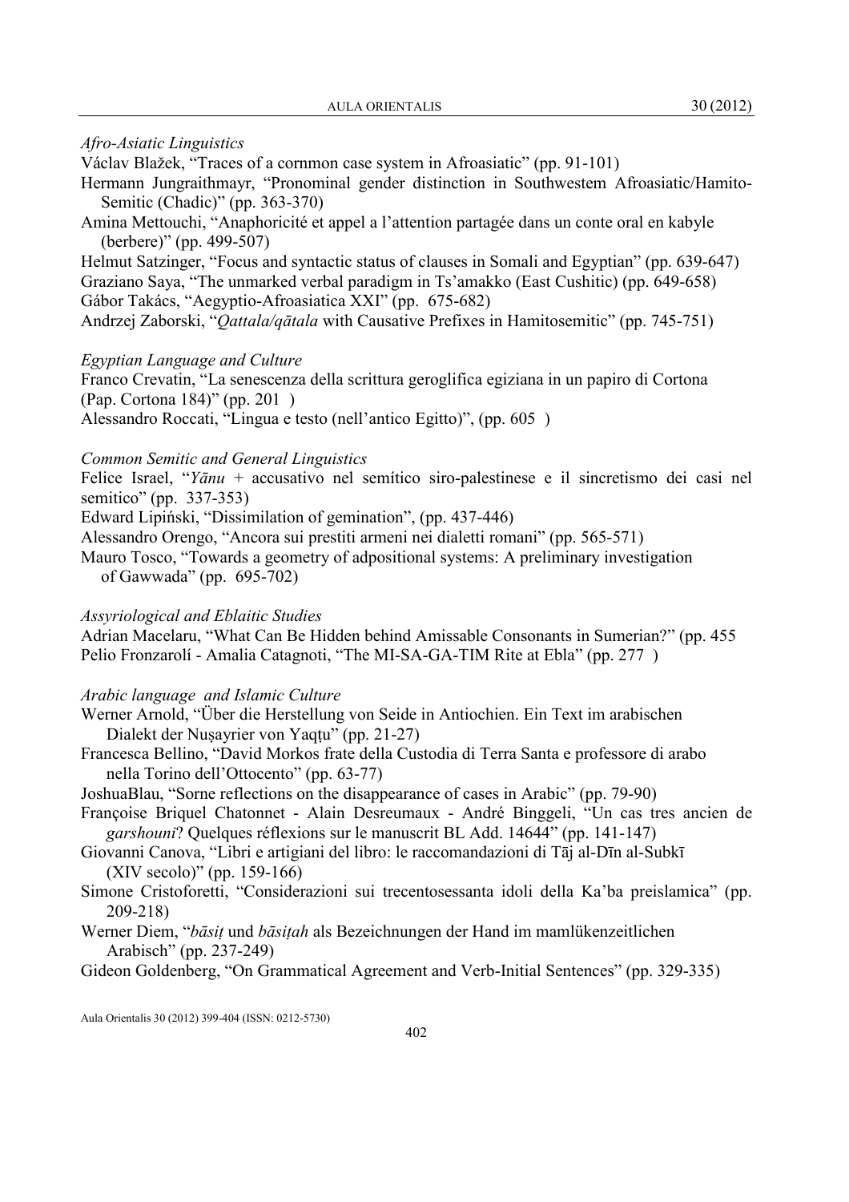*Afro-Asiatic Linguistics*

Václav Blažek, "Traces of a cornmon case system in Afroasiatic" (pp. 91-101)

Hermann Jungraithmayr, "Pronominal gender distinction in Southwestem Afroasiatic/Hamito-Semitic (Chadic)" (pp. 363-370)

Amina Mettouchi, "Anaphoricité et appel a l'attention partagée dans un conte oral en kabyle (berbere)" (pp. 499-507)

Helmut Satzinger, "Focus and syntactic status of clauses in Somali and Egyptian" (pp. 639-647)

Graziano Saya, "The unmarked verbal paradigm in Ts'amakko (East Cushitic) (pp. 649-658)

Gábor Takács, "Aegyptio-Afroasiatica XXI" (pp. 675-682)

Andrzej Zaborski, "*Qattala/qātala* with Causative Prefixes in Hamitosemitic" (pp. 745-751)

*Egyptian Language and Culture*

Franco Crevatin, "La senescenza della scrittura geroglifica egiziana in un papiro di Cortona (Pap. Cortona 184)" (pp. 201 )

Alessandro Roccati, "Lingua e testo (nell'antico Egitto)", (pp. 605 )

*Common Semitic and General Linguistics*

Felice Israel, "*Yānu* + accusativo nel semítico siro-palestinese e il sincretismo dei casi nel semitico" (pp. 337-353)

Edward Lipiński, "Dissimilation of gemination", (pp. 437-446)

Alessandro Orengo, "Ancora sui prestiti armeni nei dialetti romani" (pp. 565-571)

Mauro Tosco, "Towards a geometry of adpositional systems: A preliminary investigation of Gawwada" (pp. 695-702)

*Assyriological and Eblaitic Studies*

Adrian Macelaru, "What Can Be Hidden behind Amissable Consonants in Sumerian?" (pp. 455

Pelio Fronzarolí - Amalia Catagnoti, "The MI-SA-GA-TIM Rite at Ebla" (pp. 277 )

*Arabic language and Islamic Culture*

Werner Arnold, "Über die Herstellung von Seide in Antiochien. Ein Text im arabischen Dialekt der Nuṣayrier von Yaqṭu" (pp. 21-27)

Francesca Bellino, "David Morkos frate della Custodia di Terra Santa e professore di arabo nella Torino dell'Ottocento" (pp. 63-77)

JoshuaBlau, "Sorne reflections on the disappearance of cases in Arabic" (pp. 79-90)

Françoise Briquel Chatonnet - Alain Desreumaux - André Binggeli, "Un cas tres ancien de *garshouni*? Quelques réflexions sur le manuscrit BL Add. 14644" (pp. 141-147)

Giovanni Canova, "Libri e artigiani del libro: le raccomandazioni di Tāj al-Dīn al-Subkī (XIV secolo)" (pp. 159-166)

Simone Cristoforetti, "Considerazioni sui trecentosessanta idoli della Ka'ba preislamica" (pp. 209-218)

Werner Diem, "*bāsiṭ* und *bāsiṭah* als Bezeichnungen der Hand im mamlükenzeitlichen Arabisch" (pp. 237-249)

Gideon Goldenberg, "On Grammatical Agreement and Verb-Initial Sentences" (pp. 329-335)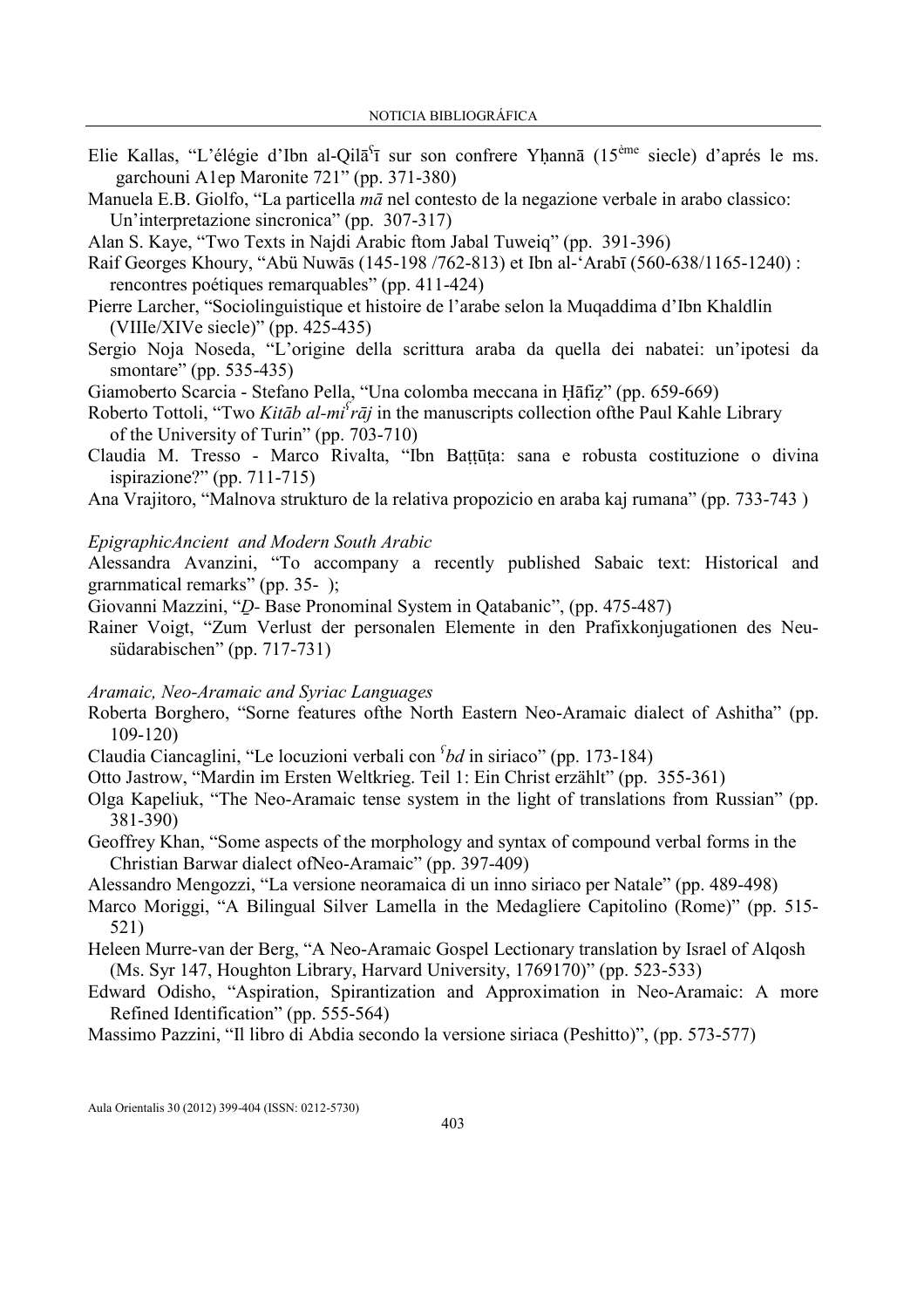Elie Kallas, "L'élégie d'Ibn al-Qilāʿī sur son confrere Yḥannā (15ème siecle) d'aprés le ms. garchouni A1ep Maronite 721" (pp. 371-380)

Manuela E.B. Giolfo, "La particella *mā* nel contesto de la negazione verbale in arabo classico: Un'interpretazione sincronica" (pp. 307-317)

Alan S. Kaye, "Two Texts in Najdi Arabic ftom Jabal Tuweiq" (pp. 391-396)

Raif Georges Khoury, "Abü Nuwās (145-198 /762-813) et Ibn al-ʿArabī (560-638/1165-1240) : rencontres poétiques remarquables" (pp. 411-424)

Pierre Larcher, "Sociolinguistique et histoire de l'arabe selon la Muqaddima d'Ibn Khaldlin (VIIIe/XIVe siecle)" (pp. 425-435)

Sergio Noja Noseda, "L'origine della scrittura araba da quella dei nabatei: un'ipotesi da smontare" (pp. 535-435)

Giamoberto Scarcia - Stefano Pella, "Una colomba meccana in Ḥāfiẓ" (pp. 659-669)

Roberto Tottoli, "Two *Kitāb al-miʿrāj* in the manuscripts collection ofthe Paul Kahle Library of the University of Turin" (pp. 703-710)

Claudia M. Tresso - Marco Rivalta, "Ibn Baṭṭūṭa: sana e robusta costituzione o divina ispirazione?" (pp. 711-715)

Ana Vrajitoro, "Malnova strukturo de la relativa propozicio en araba kaj rumana" (pp. 733-743 )

*EpigraphicAncient and Modern South Arabic*

Alessandra Avanzini, "To accompany a recently published Sabaic text: Historical and grarnmatical remarks" (pp. 35- );

Giovanni Mazzini, "*Ḏ*- Base Pronominal System in Qatabanic", (pp. 475-487)

Rainer Voigt, "Zum Verlust der personalen Elemente in den Prafixkonjugationen des Neusüdarabischen" (pp. 717-731)

*Aramaic, Neo-Aramaic and Syriac Languages*

Roberta Borghero, "Sorne features ofthe North Eastern Neo-Aramaic dialect of Ashitha" (pp. 109-120)

Claudia Ciancaglini, "Le locuzioni verbali con *ʿbd* in siriaco" (pp. 173-184)

Otto Jastrow, "Mardin im Ersten Weltkrieg. Teil 1: Ein Christ erzählt" (pp. 355-361)

Olga Kapeliuk, "The Neo-Aramaic tense system in the light of translations from Russian" (pp. 381-390)

Geoffrey Khan, "Some aspects of the morphology and syntax of compound verbal forms in the Christian Barwar dialect ofNeo-Aramaic" (pp. 397-409)

Alessandro Mengozzi, "La versione neoramaica di un inno siriaco per Natale" (pp. 489-498)

Marco Moriggi, "A Bilingual Silver Lamella in the Medagliere Capitolino (Rome)" (pp. 515-521)

Heleen Murre-van der Berg, "A Neo-Aramaic Gospel Lectionary translation by Israel of Alqosh (Ms. Syr 147, Houghton Library, Harvard University, 1769170)" (pp. 523-533)

Edward Odisho, "Aspiration, Spirantization and Approximation in Neo-Aramaic: A more Refined Identification" (pp. 555-564)

Massimo Pazzini, "Il libro di Abdia secondo la versione siriaca (Peshitto)", (pp. 573-577)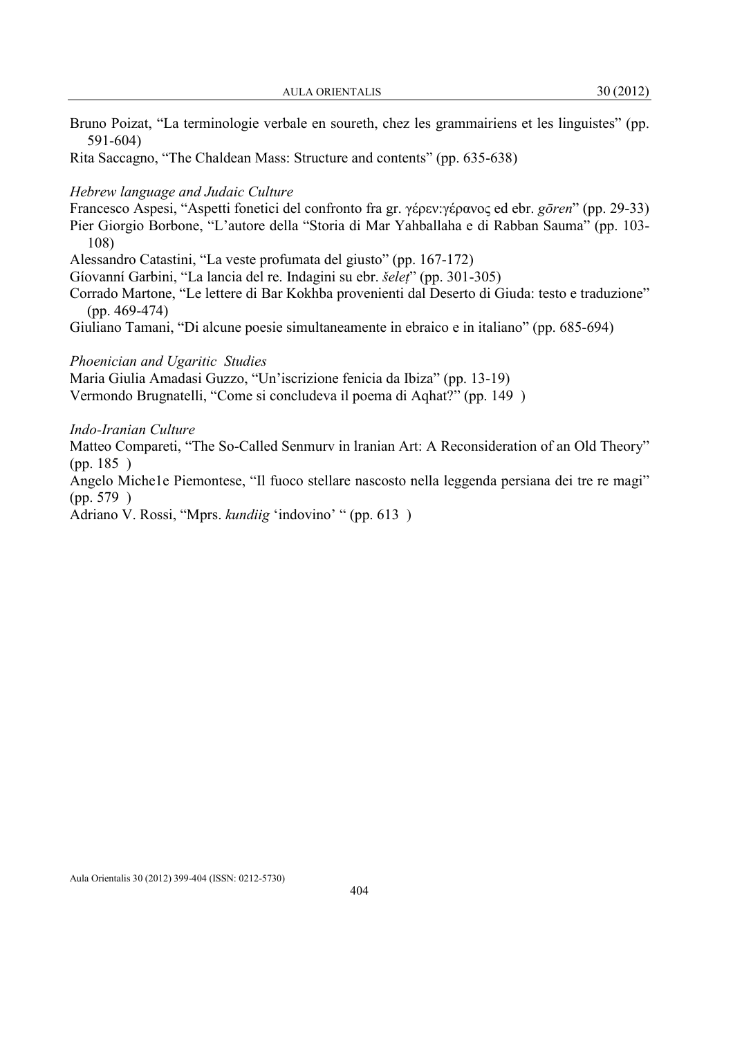Bruno Poizat, “La terminologie verbale en soureth, chez les grammairiens et les linguistes” (pp. 591-604)

Rita Saccagno, “The Chaldean Mass: Structure and contents” (pp. 635-638)

*Hebrew language and Judaic Culture*

Francesco Aspesi, “Aspetti fonetici del confronto fra gr. γέρεν:γέρανος ed ebr. *gōren*” (pp. 29-33)

Pier Giorgio Borbone, “L’autore della “Storia di Mar Yahballaha e di Rabban Sauma” (pp. 103-108)

Alessandro Catastini, “La veste profumata del giusto” (pp. 167-172)

Gíovanní Garbini, “La lancia del re. Indagini su ebr. *šeleṭ*” (pp. 301-305)

Corrado Martone, “Le lettere di Bar Kokhba provenienti dal Deserto di Giuda: testo e traduzione” (pp. 469-474)

Giuliano Tamani, “Di alcune poesie simultaneamente in ebraico e in italiano” (pp. 685-694)

*Phoenician and Ugaritic Studies*

Maria Giulia Amadasi Guzzo, “Un’iscrizione fenicia da Ibiza” (pp. 13-19)

Vermondo Brugnatelli, “Come si concludeva il poema di Aqhat?” (pp. 149 )

*Indo-Iranian Culture*

Matteo Compareti, “The So-Called Senmurv in lranian Art: A Reconsideration of an Old Theory” (pp. 185 )

Angelo Miche1e Piemontese, “Il fuoco stellare nascosto nella leggenda persiana dei tre re magi” (pp. 579 )

Adriano V. Rossi, “Mprs. *kundiig* ‘indovino’ “ (pp. 613 )